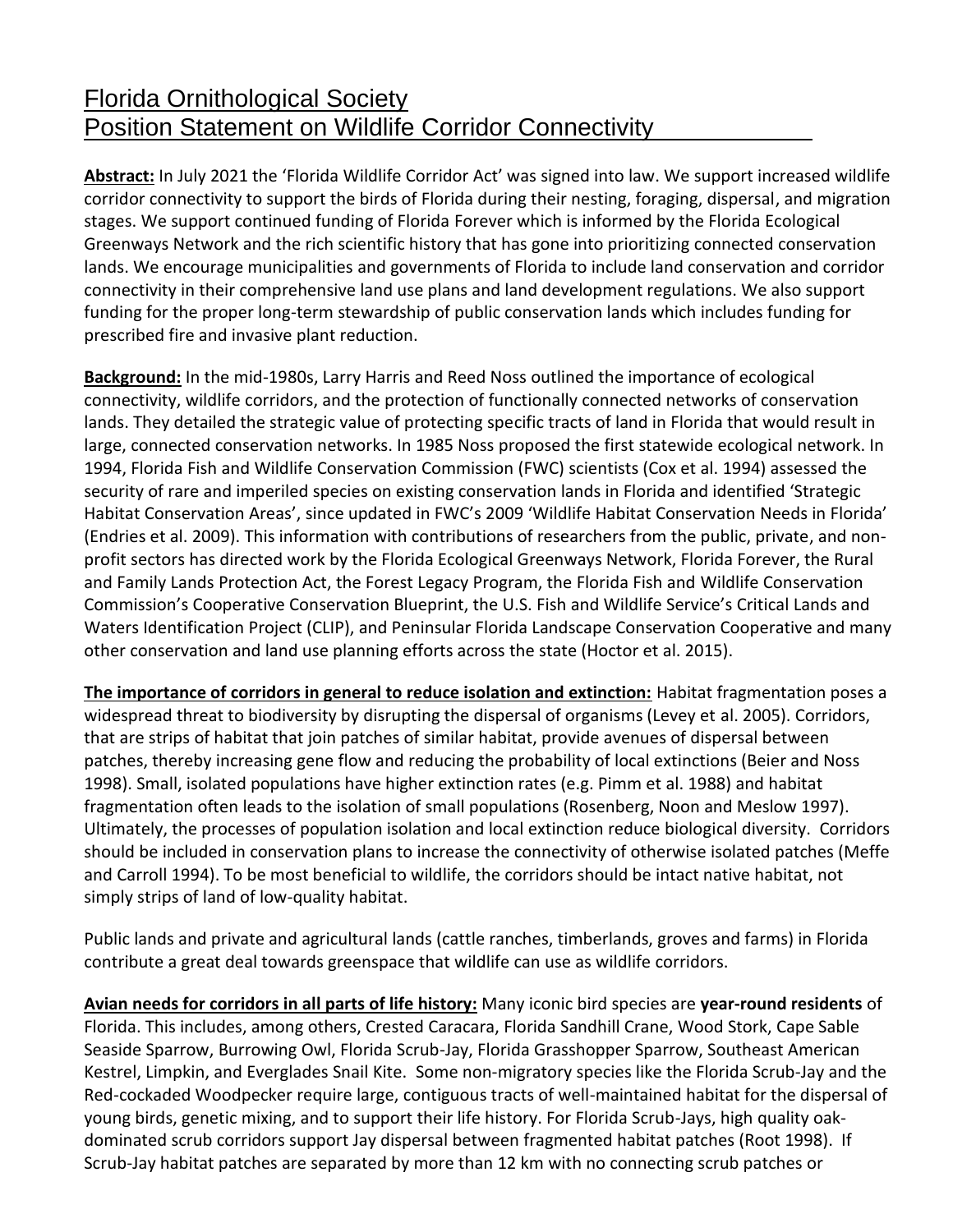# Florida Ornithological Society
# Position Statement on Wildlife Corridor Connectivity

**Abstract:** In July 2021 the 'Florida Wildlife Corridor Act' was signed into law. We support increased wildlife corridor connectivity to support the birds of Florida during their nesting, foraging, dispersal, and migration stages. We support continued funding of Florida Forever which is informed by the Florida Ecological Greenways Network and the rich scientific history that has gone into prioritizing connected conservation lands. We encourage municipalities and governments of Florida to include land conservation and corridor connectivity in their comprehensive land use plans and land development regulations. We also support funding for the proper long-term stewardship of public conservation lands which includes funding for prescribed fire and invasive plant reduction.

**Background:** In the mid-1980s, Larry Harris and Reed Noss outlined the importance of ecological connectivity, wildlife corridors, and the protection of functionally connected networks of conservation lands. They detailed the strategic value of protecting specific tracts of land in Florida that would result in large, connected conservation networks. In 1985 Noss proposed the first statewide ecological network. In 1994, Florida Fish and Wildlife Conservation Commission (FWC) scientists (Cox et al. 1994) assessed the security of rare and imperiled species on existing conservation lands in Florida and identified 'Strategic Habitat Conservation Areas', since updated in FWC's 2009 'Wildlife Habitat Conservation Needs in Florida' (Endries et al. 2009). This information with contributions of researchers from the public, private, and non-profit sectors has directed work by the Florida Ecological Greenways Network, Florida Forever, the Rural and Family Lands Protection Act, the Forest Legacy Program, the Florida Fish and Wildlife Conservation Commission's Cooperative Conservation Blueprint, the U.S. Fish and Wildlife Service's Critical Lands and Waters Identification Project (CLIP), and Peninsular Florida Landscape Conservation Cooperative and many other conservation and land use planning efforts across the state (Hoctor et al. 2015).

**The importance of corridors in general to reduce isolation and extinction:** Habitat fragmentation poses a widespread threat to biodiversity by disrupting the dispersal of organisms (Levey et al. 2005). Corridors, that are strips of habitat that join patches of similar habitat, provide avenues of dispersal between patches, thereby increasing gene flow and reducing the probability of local extinctions (Beier and Noss 1998). Small, isolated populations have higher extinction rates (e.g. Pimm et al. 1988) and habitat fragmentation often leads to the isolation of small populations (Rosenberg, Noon and Meslow 1997). Ultimately, the processes of population isolation and local extinction reduce biological diversity. Corridors should be included in conservation plans to increase the connectivity of otherwise isolated patches (Meffe and Carroll 1994). To be most beneficial to wildlife, the corridors should be intact native habitat, not simply strips of land of low-quality habitat.

Public lands and private and agricultural lands (cattle ranches, timberlands, groves and farms) in Florida contribute a great deal towards greenspace that wildlife can use as wildlife corridors.

**Avian needs for corridors in all parts of life history:** Many iconic bird species are **year-round residents** of Florida. This includes, among others, Crested Caracara, Florida Sandhill Crane, Wood Stork, Cape Sable Seaside Sparrow, Burrowing Owl, Florida Scrub-Jay, Florida Grasshopper Sparrow, Southeast American Kestrel, Limpkin, and Everglades Snail Kite. Some non-migratory species like the Florida Scrub-Jay and the Red-cockaded Woodpecker require large, contiguous tracts of well-maintained habitat for the dispersal of young birds, genetic mixing, and to support their life history. For Florida Scrub-Jays, high quality oak-dominated scrub corridors support Jay dispersal between fragmented habitat patches (Root 1998). If Scrub-Jay habitat patches are separated by more than 12 km with no connecting scrub patches or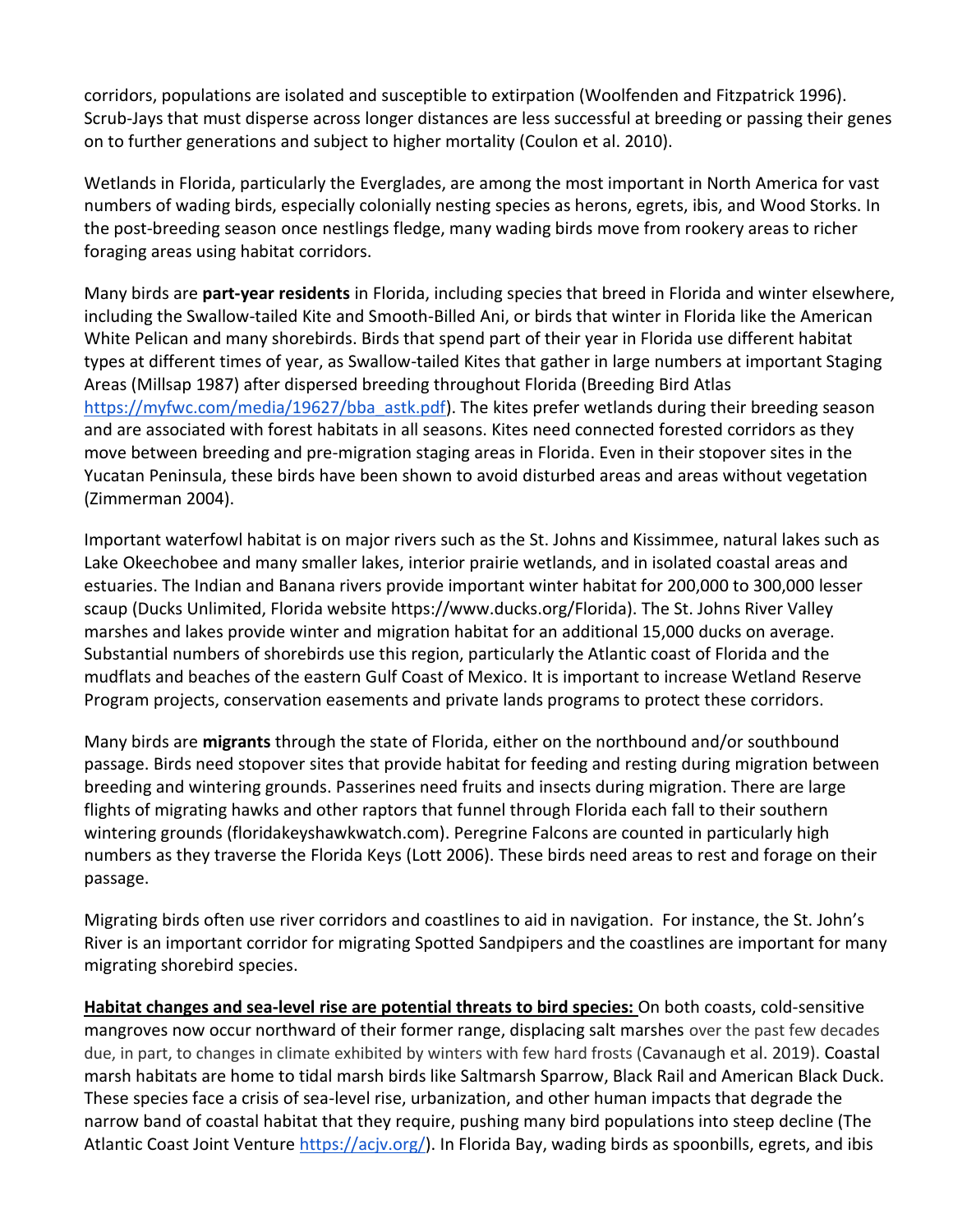corridors, populations are isolated and susceptible to extirpation (Woolfenden and Fitzpatrick 1996). Scrub-Jays that must disperse across longer distances are less successful at breeding or passing their genes on to further generations and subject to higher mortality (Coulon et al. 2010).

Wetlands in Florida, particularly the Everglades, are among the most important in North America for vast numbers of wading birds, especially colonially nesting species as herons, egrets, ibis, and Wood Storks. In the post-breeding season once nestlings fledge, many wading birds move from rookery areas to richer foraging areas using habitat corridors.

Many birds are **part-year residents** in Florida, including species that breed in Florida and winter elsewhere, including the Swallow-tailed Kite and Smooth-Billed Ani, or birds that winter in Florida like the American White Pelican and many shorebirds. Birds that spend part of their year in Florida use different habitat types at different times of year, as Swallow-tailed Kites that gather in large numbers at important Staging Areas (Millsap 1987) after dispersed breeding throughout Florida (Breeding Bird Atlas https://myfwc.com/media/19627/bba_astk.pdf). The kites prefer wetlands during their breeding season and are associated with forest habitats in all seasons. Kites need connected forested corridors as they move between breeding and pre-migration staging areas in Florida. Even in their stopover sites in the Yucatan Peninsula, these birds have been shown to avoid disturbed areas and areas without vegetation (Zimmerman 2004).

Important waterfowl habitat is on major rivers such as the St. Johns and Kissimmee, natural lakes such as Lake Okeechobee and many smaller lakes, interior prairie wetlands, and in isolated coastal areas and estuaries. The Indian and Banana rivers provide important winter habitat for 200,000 to 300,000 lesser scaup (Ducks Unlimited, Florida website https://www.ducks.org/Florida). The St. Johns River Valley marshes and lakes provide winter and migration habitat for an additional 15,000 ducks on average. Substantial numbers of shorebirds use this region, particularly the Atlantic coast of Florida and the mudflats and beaches of the eastern Gulf Coast of Mexico. It is important to increase Wetland Reserve Program projects, conservation easements and private lands programs to protect these corridors.

Many birds are **migrants** through the state of Florida, either on the northbound and/or southbound passage. Birds need stopover sites that provide habitat for feeding and resting during migration between breeding and wintering grounds. Passerines need fruits and insects during migration. There are large flights of migrating hawks and other raptors that funnel through Florida each fall to their southern wintering grounds (floridakeyshawkwatch.com). Peregrine Falcons are counted in particularly high numbers as they traverse the Florida Keys (Lott 2006). These birds need areas to rest and forage on their passage.

Migrating birds often use river corridors and coastlines to aid in navigation. For instance, the St. John's River is an important corridor for migrating Spotted Sandpipers and the coastlines are important for many migrating shorebird species.

**Habitat changes and sea-level rise are potential threats to bird species:** On both coasts, cold-sensitive mangroves now occur northward of their former range, displacing salt marshes over the past few decades due, in part, to changes in climate exhibited by winters with few hard frosts (Cavanaugh et al. 2019). Coastal marsh habitats are home to tidal marsh birds like Saltmarsh Sparrow, Black Rail and American Black Duck. These species face a crisis of sea-level rise, urbanization, and other human impacts that degrade the narrow band of coastal habitat that they require, pushing many bird populations into steep decline (The Atlantic Coast Joint Venture https://acjv.org/). In Florida Bay, wading birds as spoonbills, egrets, and ibis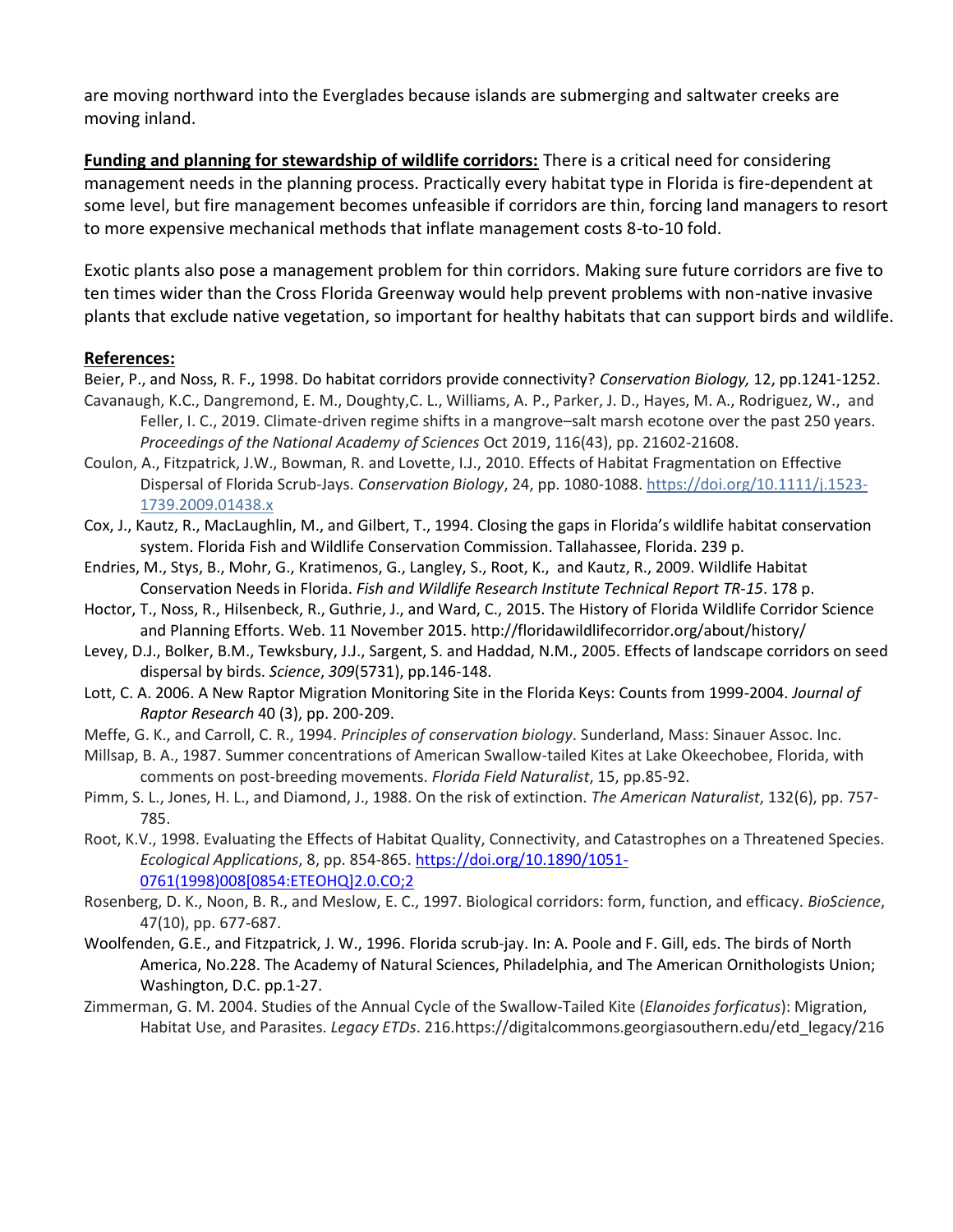are moving northward into the Everglades because islands are submerging and saltwater creeks are moving inland.

**Funding and planning for stewardship of wildlife corridors:** There is a critical need for considering management needs in the planning process. Practically every habitat type in Florida is fire-dependent at some level, but fire management becomes unfeasible if corridors are thin, forcing land managers to resort to more expensive mechanical methods that inflate management costs 8-to-10 fold.

Exotic plants also pose a management problem for thin corridors. Making sure future corridors are five to ten times wider than the Cross Florida Greenway would help prevent problems with non-native invasive plants that exclude native vegetation, so important for healthy habitats that can support birds and wildlife.

**References:**

Beier, P., and Noss, R. F., 1998. Do habitat corridors provide connectivity? *Conservation Biology,* 12, pp.1241-1252.

Cavanaugh, K.C., Dangremond, E. M., Doughty,C. L., Williams, A. P., Parker, J. D., Hayes, M. A., Rodriguez, W., and Feller, I. C., 2019. Climate-driven regime shifts in a mangrove–salt marsh ecotone over the past 250 years. *Proceedings of the National Academy of Sciences* Oct 2019, 116(43), pp. 21602-21608.

Coulon, A., Fitzpatrick, J.W., Bowman, R. and Lovette, I.J., 2010. Effects of Habitat Fragmentation on Effective Dispersal of Florida Scrub‐Jays. *Conservation Biology*, 24, pp. 1080-1088. https://doi.org/10.1111/j.1523-1739.2009.01438.x

Cox, J., Kautz, R., MacLaughlin, M., and Gilbert, T., 1994. Closing the gaps in Florida's wildlife habitat conservation system. Florida Fish and Wildlife Conservation Commission. Tallahassee, Florida. 239 p.

Endries, M., Stys, B., Mohr, G., Kratimenos, G., Langley, S., Root, K., and Kautz, R., 2009. Wildlife Habitat Conservation Needs in Florida. *Fish and Wildlife Research Institute Technical Report TR-15*. 178 p.

Hoctor, T., Noss, R., Hilsenbeck, R., Guthrie, J., and Ward, C., 2015. The History of Florida Wildlife Corridor Science and Planning Efforts. Web. 11 November 2015. http://floridawildlifecorridor.org/about/history/

Levey, D.J., Bolker, B.M., Tewksbury, J.J., Sargent, S. and Haddad, N.M., 2005. Effects of landscape corridors on seed dispersal by birds. *Science*, *309*(5731), pp.146-148.

Lott, C. A. 2006. A New Raptor Migration Monitoring Site in the Florida Keys: Counts from 1999-2004. *Journal of Raptor Research* 40 (3), pp. 200-209.

Meffe, G. K., and Carroll, C. R., 1994. *Principles of conservation biology*. Sunderland, Mass: Sinauer Assoc. Inc.

Millsap, B. A., 1987. Summer concentrations of American Swallow-tailed Kites at Lake Okeechobee, Florida, with comments on post-breeding movements. *Florida Field Naturalist*, 15, pp.85-92.

Pimm, S. L., Jones, H. L., and Diamond, J., 1988. On the risk of extinction. *The American Naturalist*, 132(6), pp. 757-785.

Root, K.V., 1998. Evaluating the Effects of Habitat Quality, Connectivity, and Catastrophes on a Threatened Species. *Ecological Applications*, 8, pp. 854-865. https://doi.org/10.1890/1051-0761(1998)008[0854:ETEOHQ]2.0.CO;2

Rosenberg, D. K., Noon, B. R., and Meslow, E. C., 1997. Biological corridors: form, function, and efficacy. *BioScience*, 47(10), pp. 677-687.

Woolfenden, G.E., and Fitzpatrick, J. W., 1996. Florida scrub-jay. In: A. Poole and F. Gill, eds. The birds of North America, No.228. The Academy of Natural Sciences, Philadelphia, and The American Ornithologists Union; Washington, D.C. pp.1-27.

Zimmerman, G. M. 2004. Studies of the Annual Cycle of the Swallow-Tailed Kite (*Elanoides forficatus*): Migration, Habitat Use, and Parasites. *Legacy ETDs*. 216.https://digitalcommons.georgiasouthern.edu/etd_legacy/216